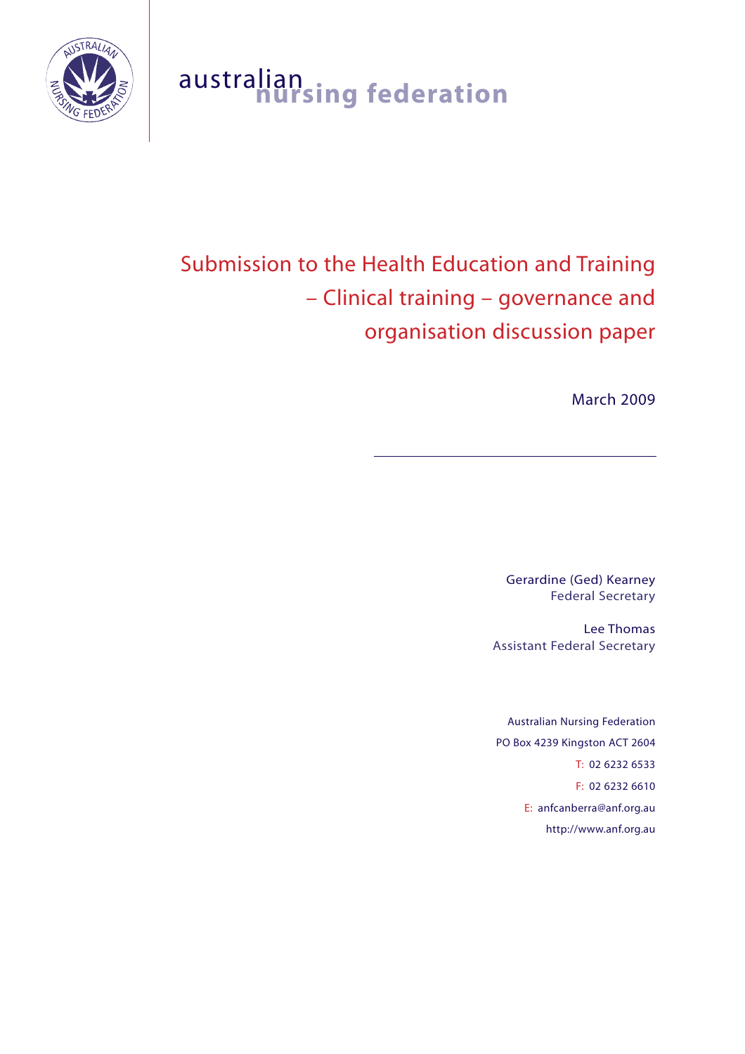australian nursing federation

# Submission to the Health Education and Training – Clinical training – governance and organisation discussion paper

March 2009

---

Gerardine (Ged) Kearney
Federal Secretary

Lee Thomas
Assistant Federal Secretary

Australian Nursing Federation
PO Box 4239 Kingston ACT 2604
T: 02 6232 6533
F: 02 6232 6610
E: anfcanberra@anf.org.au
http://www.anf.org.au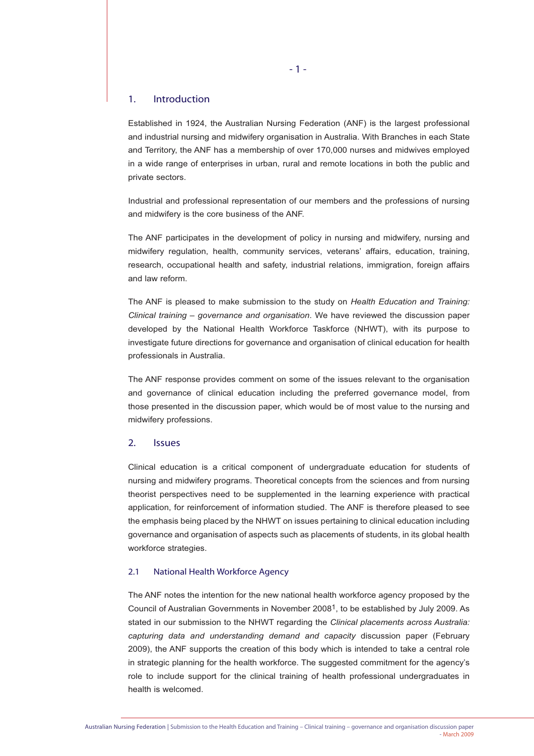## 1. Introduction

Established in 1924, the Australian Nursing Federation (ANF) is the largest professional and industrial nursing and midwifery organisation in Australia. With Branches in each State and Territory, the ANF has a membership of over 170,000 nurses and midwives employed in a wide range of enterprises in urban, rural and remote locations in both the public and private sectors.

Industrial and professional representation of our members and the professions of nursing and midwifery is the core business of the ANF.

The ANF participates in the development of policy in nursing and midwifery, nursing and midwifery regulation, health, community services, veterans' affairs, education, training, research, occupational health and safety, industrial relations, immigration, foreign affairs and law reform.

The ANF is pleased to make submission to the study on *Health Education and Training: Clinical training – governance and organisation*. We have reviewed the discussion paper developed by the National Health Workforce Taskforce (NHWT), with its purpose to investigate future directions for governance and organisation of clinical education for health professionals in Australia.

The ANF response provides comment on some of the issues relevant to the organisation and governance of clinical education including the preferred governance model, from those presented in the discussion paper, which would be of most value to the nursing and midwifery professions.

## 2. Issues

Clinical education is a critical component of undergraduate education for students of nursing and midwifery programs. Theoretical concepts from the sciences and from nursing theorist perspectives need to be supplemented in the learning experience with practical application, for reinforcement of information studied. The ANF is therefore pleased to see the emphasis being placed by the NHWT on issues pertaining to clinical education including governance and organisation of aspects such as placements of students, in its global health workforce strategies.

### 2.1 National Health Workforce Agency

The ANF notes the intention for the new national health workforce agency proposed by the Council of Australian Governments in November 2008[1], to be established by July 2009. As stated in our submission to the NHWT regarding the *Clinical placements across Australia: capturing data and understanding demand and capacity* discussion paper (February 2009), the ANF supports the creation of this body which is intended to take a central role in strategic planning for the health workforce. The suggested commitment for the agency's role to include support for the clinical training of health professional undergraduates in health is welcomed.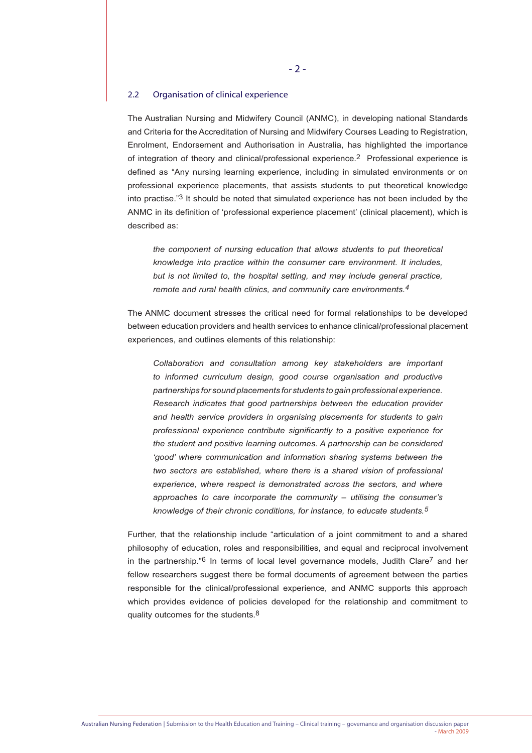## 2.2 Organisation of clinical experience

The Australian Nursing and Midwifery Council (ANMC), in developing national Standards and Criteria for the Accreditation of Nursing and Midwifery Courses Leading to Registration, Enrolment, Endorsement and Authorisation in Australia, has highlighted the importance of integration of theory and clinical/professional experience.[2] Professional experience is defined as "Any nursing learning experience, including in simulated environments or on professional experience placements, that assists students to put theoretical knowledge into practise."[3] It should be noted that simulated experience has not been included by the ANMC in its definition of 'professional experience placement' (clinical placement), which is described as:

> *the component of nursing education that allows students to put theoretical knowledge into practice within the consumer care environment. It includes, but is not limited to, the hospital setting, and may include general practice, remote and rural health clinics, and community care environments.[4]*

The ANMC document stresses the critical need for formal relationships to be developed between education providers and health services to enhance clinical/professional placement experiences, and outlines elements of this relationship:

> *Collaboration and consultation among key stakeholders are important to informed curriculum design, good course organisation and productive partnerships for sound placements for students to gain professional experience. Research indicates that good partnerships between the education provider and health service providers in organising placements for students to gain professional experience contribute significantly to a positive experience for the student and positive learning outcomes. A partnership can be considered 'good' where communication and information sharing systems between the two sectors are established, where there is a shared vision of professional experience, where respect is demonstrated across the sectors, and where approaches to care incorporate the community – utilising the consumer's knowledge of their chronic conditions, for instance, to educate students.[5]*

Further, that the relationship include "articulation of a joint commitment to and a shared philosophy of education, roles and responsibilities, and equal and reciprocal involvement in the partnership."[6] In terms of local level governance models, Judith Clare[7] and her fellow researchers suggest there be formal documents of agreement between the parties responsible for the clinical/professional experience, and ANMC supports this approach which provides evidence of policies developed for the relationship and commitment to quality outcomes for the students.[8]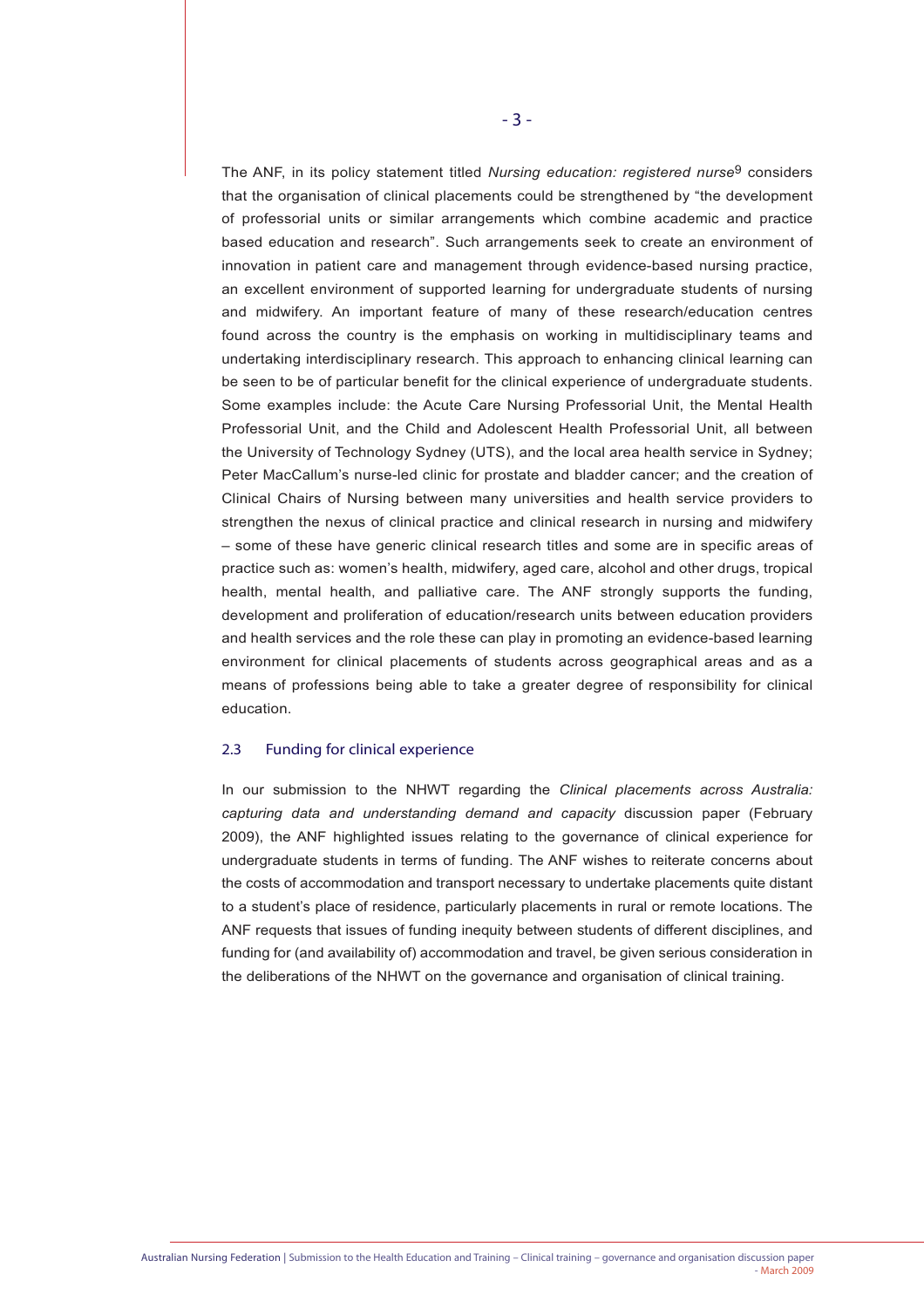The ANF, in its policy statement titled *Nursing education: registered nurse*[9] considers that the organisation of clinical placements could be strengthened by "the development of professorial units or similar arrangements which combine academic and practice based education and research". Such arrangements seek to create an environment of innovation in patient care and management through evidence-based nursing practice, an excellent environment of supported learning for undergraduate students of nursing and midwifery. An important feature of many of these research/education centres found across the country is the emphasis on working in multidisciplinary teams and undertaking interdisciplinary research. This approach to enhancing clinical learning can be seen to be of particular benefit for the clinical experience of undergraduate students. Some examples include: the Acute Care Nursing Professorial Unit, the Mental Health Professorial Unit, and the Child and Adolescent Health Professorial Unit, all between the University of Technology Sydney (UTS), and the local area health service in Sydney; Peter MacCallum's nurse-led clinic for prostate and bladder cancer; and the creation of Clinical Chairs of Nursing between many universities and health service providers to strengthen the nexus of clinical practice and clinical research in nursing and midwifery – some of these have generic clinical research titles and some are in specific areas of practice such as: women's health, midwifery, aged care, alcohol and other drugs, tropical health, mental health, and palliative care. The ANF strongly supports the funding, development and proliferation of education/research units between education providers and health services and the role these can play in promoting an evidence-based learning environment for clinical placements of students across geographical areas and as a means of professions being able to take a greater degree of responsibility for clinical education.

### 2.3 Funding for clinical experience

In our submission to the NHWT regarding the *Clinical placements across Australia: capturing data and understanding demand and capacity* discussion paper (February 2009), the ANF highlighted issues relating to the governance of clinical experience for undergraduate students in terms of funding. The ANF wishes to reiterate concerns about the costs of accommodation and transport necessary to undertake placements quite distant to a student's place of residence, particularly placements in rural or remote locations. The ANF requests that issues of funding inequity between students of different disciplines, and funding for (and availability of) accommodation and travel, be given serious consideration in the deliberations of the NHWT on the governance and organisation of clinical training.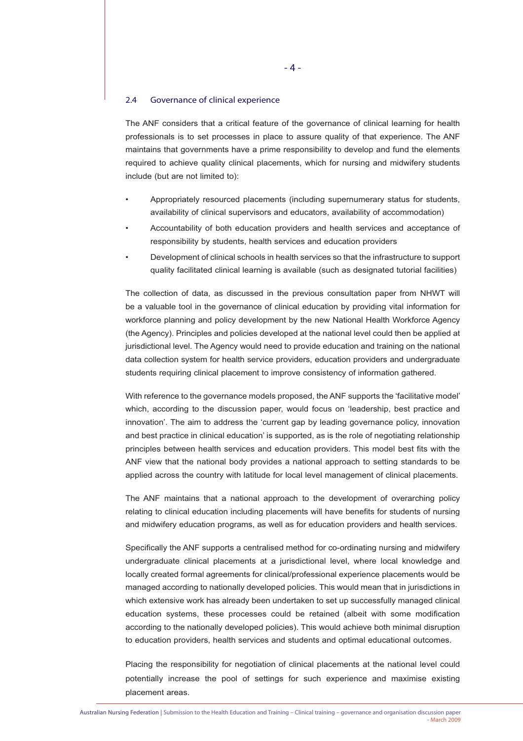### 2.4 Governance of clinical experience

The ANF considers that a critical feature of the governance of clinical learning for health professionals is to set processes in place to assure quality of that experience. The ANF maintains that governments have a prime responsibility to develop and fund the elements required to achieve quality clinical placements, which for nursing and midwifery students include (but are not limited to):

- Appropriately resourced placements (including supernumerary status for students, availability of clinical supervisors and educators, availability of accommodation)
- Accountability of both education providers and health services and acceptance of responsibility by students, health services and education providers
- Development of clinical schools in health services so that the infrastructure to support quality facilitated clinical learning is available (such as designated tutorial facilities)

The collection of data, as discussed in the previous consultation paper from NHWT will be a valuable tool in the governance of clinical education by providing vital information for workforce planning and policy development by the new National Health Workforce Agency (the Agency). Principles and policies developed at the national level could then be applied at jurisdictional level. The Agency would need to provide education and training on the national data collection system for health service providers, education providers and undergraduate students requiring clinical placement to improve consistency of information gathered.

With reference to the governance models proposed, the ANF supports the 'facilitative model' which, according to the discussion paper, would focus on 'leadership, best practice and innovation'. The aim to address the 'current gap by leading governance policy, innovation and best practice in clinical education' is supported, as is the role of negotiating relationship principles between health services and education providers. This model best fits with the ANF view that the national body provides a national approach to setting standards to be applied across the country with latitude for local level management of clinical placements.

The ANF maintains that a national approach to the development of overarching policy relating to clinical education including placements will have benefits for students of nursing and midwifery education programs, as well as for education providers and health services.

Specifically the ANF supports a centralised method for co-ordinating nursing and midwifery undergraduate clinical placements at a jurisdictional level, where local knowledge and locally created formal agreements for clinical/professional experience placements would be managed according to nationally developed policies. This would mean that in jurisdictions in which extensive work has already been undertaken to set up successfully managed clinical education systems, these processes could be retained (albeit with some modification according to the nationally developed policies). This would achieve both minimal disruption to education providers, health services and students and optimal educational outcomes.

Placing the responsibility for negotiation of clinical placements at the national level could potentially increase the pool of settings for such experience and maximise existing placement areas.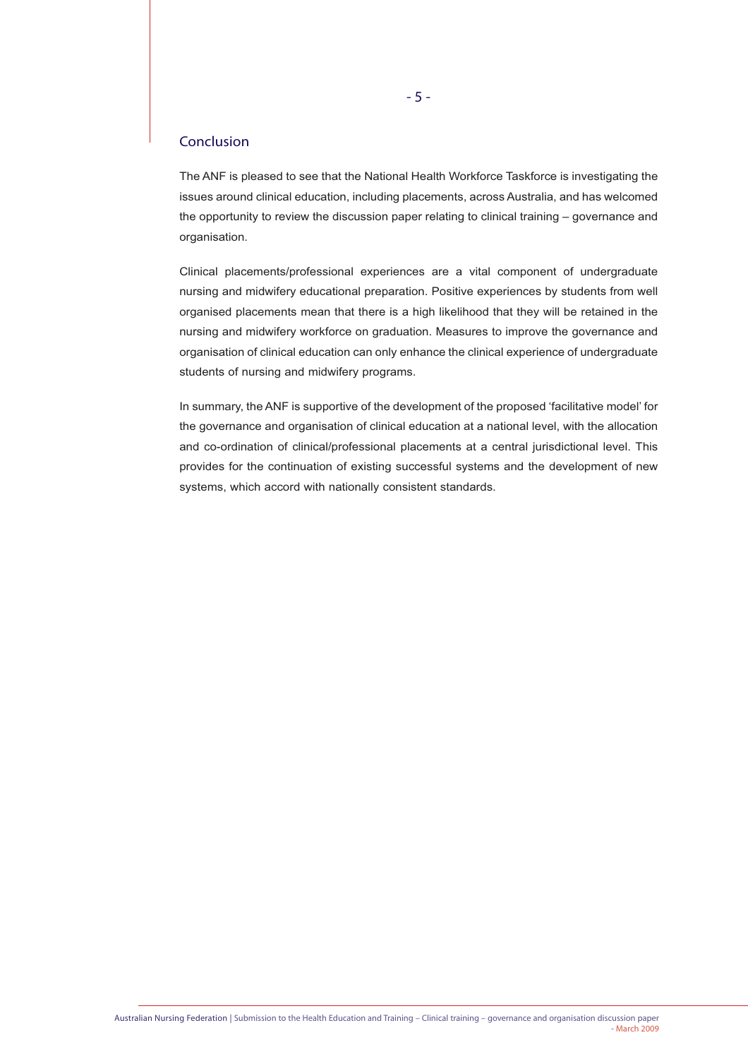## Conclusion

The ANF is pleased to see that the National Health Workforce Taskforce is investigating the issues around clinical education, including placements, across Australia, and has welcomed the opportunity to review the discussion paper relating to clinical training – governance and organisation.

Clinical placements/professional experiences are a vital component of undergraduate nursing and midwifery educational preparation. Positive experiences by students from well organised placements mean that there is a high likelihood that they will be retained in the nursing and midwifery workforce on graduation. Measures to improve the governance and organisation of clinical education can only enhance the clinical experience of undergraduate students of nursing and midwifery programs.

In summary, the ANF is supportive of the development of the proposed 'facilitative model' for the governance and organisation of clinical education at a national level, with the allocation and co-ordination of clinical/professional placements at a central jurisdictional level. This provides for the continuation of existing successful systems and the development of new systems, which accord with nationally consistent standards.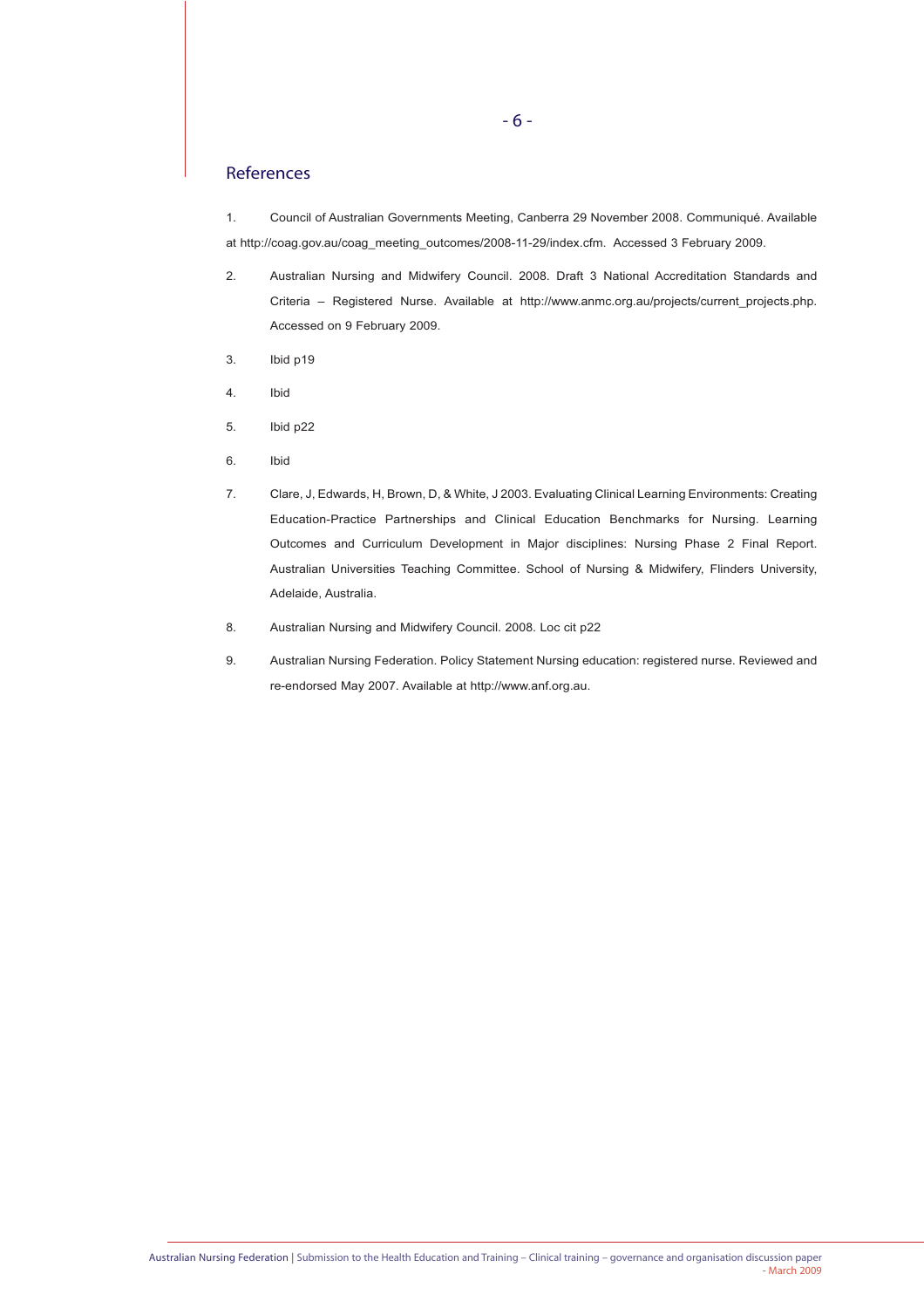## References

1. Council of Australian Governments Meeting, Canberra 29 November 2008. Communiqué. Available at http://coag.gov.au/coag_meeting_outcomes/2008-11-29/index.cfm. Accessed 3 February 2009.

2. Australian Nursing and Midwifery Council. 2008. Draft 3 National Accreditation Standards and Criteria – Registered Nurse. Available at http://www.anmc.org.au/projects/current_projects.php. Accessed on 9 February 2009.

3. Ibid p19

4. Ibid

5. Ibid p22

6. Ibid

7. Clare, J, Edwards, H, Brown, D, & White, J 2003. Evaluating Clinical Learning Environments: Creating Education-Practice Partnerships and Clinical Education Benchmarks for Nursing. Learning Outcomes and Curriculum Development in Major disciplines: Nursing Phase 2 Final Report. Australian Universities Teaching Committee. School of Nursing & Midwifery, Flinders University, Adelaide, Australia.

8. Australian Nursing and Midwifery Council. 2008. Loc cit p22

9. Australian Nursing Federation. Policy Statement Nursing education: registered nurse. Reviewed and re-endorsed May 2007. Available at http://www.anf.org.au.